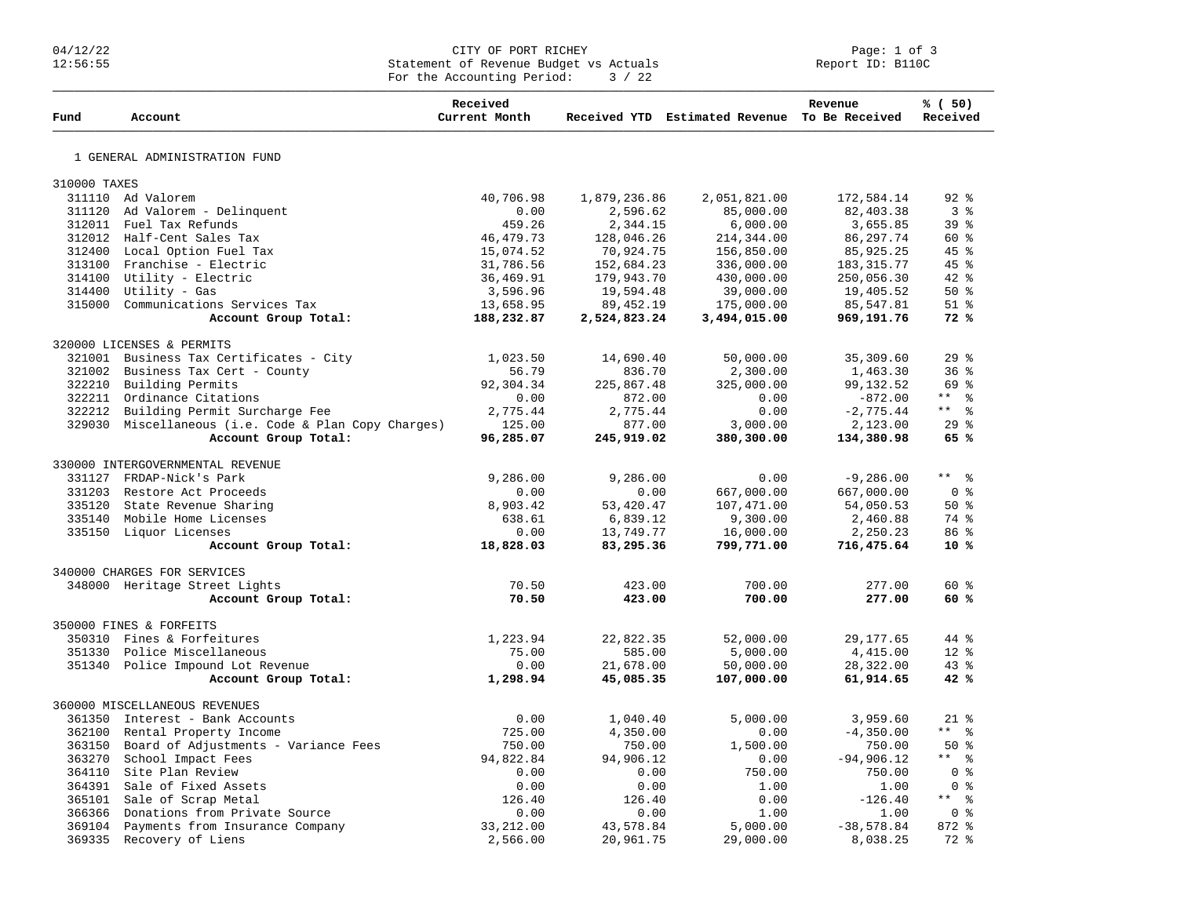CITY OF PORT RICHEY
Statement of Revenue Budget vs Actuals
For the Accounting Period: 3 / 22

04/12/22
12:56:55

Report ID: B110C

| Fund | Account | Received Current Month | Received YTD | Estimated Revenue | Revenue To Be Received | % ( 50) Received |
|---|---|---|---|---|---|---|
| 1 GENERAL ADMINISTRATION FUND | | | | | | |
| 310000 TAXES | | | | | | |
| 311110 | Ad Valorem | 40,706.98 | 1,879,236.86 | 2,051,821.00 | 172,584.14 | 92 % |
| 311120 | Ad Valorem - Delinquent | 0.00 | 2,596.62 | 85,000.00 | 82,403.38 | 3 % |
| 312011 | Fuel Tax Refunds | 459.26 | 2,344.15 | 6,000.00 | 3,655.85 | 39 % |
| 312012 | Half-Cent Sales Tax | 46,479.73 | 128,046.26 | 214,344.00 | 86,297.74 | 60 % |
| 312400 | Local Option Fuel Tax | 15,074.52 | 70,924.75 | 156,850.00 | 85,925.25 | 45 % |
| 313100 | Franchise - Electric | 31,786.56 | 152,684.23 | 336,000.00 | 183,315.77 | 45 % |
| 314100 | Utility - Electric | 36,469.91 | 179,943.70 | 430,000.00 | 250,056.30 | 42 % |
| 314400 | Utility - Gas | 3,596.96 | 19,594.48 | 39,000.00 | 19,405.52 | 50 % |
| 315000 | Communications Services Tax | 13,658.95 | 89,452.19 | 175,000.00 | 85,547.81 | 51 % |
| | **Account Group Total:** | **188,232.87** | **2,524,823.24** | **3,494,015.00** | **969,191.76** | **72 %** |
| 320000 LICENSES & PERMITS | | | | | | |
| 321001 | Business Tax Certificates - City | 1,023.50 | 14,690.40 | 50,000.00 | 35,309.60 | 29 % |
| 321002 | Business Tax Cert - County | 56.79 | 836.70 | 2,300.00 | 1,463.30 | 36 % |
| 322210 | Building Permits | 92,304.34 | 225,867.48 | 325,000.00 | 99,132.52 | 69 % |
| 322211 | Ordinance Citations | 0.00 | 872.00 | 0.00 | -872.00 | ** % |
| 322212 | Building Permit Surcharge Fee | 2,775.44 | 2,775.44 | 0.00 | -2,775.44 | ** % |
| 329030 | Miscellaneous (i.e. Code & Plan Copy Charges) | 125.00 | 877.00 | 3,000.00 | 2,123.00 | 29 % |
| | **Account Group Total:** | **96,285.07** | **245,919.02** | **380,300.00** | **134,380.98** | **65 %** |
| 330000 INTERGOVERNMENTAL REVENUE | | | | | | |
| 331127 | FRDAP-Nick's Park | 9,286.00 | 9,286.00 | 0.00 | -9,286.00 | ** % |
| 331203 | Restore Act Proceeds | 0.00 | 0.00 | 667,000.00 | 667,000.00 | 0 % |
| 335120 | State Revenue Sharing | 8,903.42 | 53,420.47 | 107,471.00 | 54,050.53 | 50 % |
| 335140 | Mobile Home Licenses | 638.61 | 6,839.12 | 9,300.00 | 2,460.88 | 74 % |
| 335150 | Liquor Licenses | 0.00 | 13,749.77 | 16,000.00 | 2,250.23 | 86 % |
| | **Account Group Total:** | **18,828.03** | **83,295.36** | **799,771.00** | **716,475.64** | **10 %** |
| 340000 CHARGES FOR SERVICES | | | | | | |
| 348000 | Heritage Street Lights | 70.50 | 423.00 | 700.00 | 277.00 | 60 % |
| | **Account Group Total:** | **70.50** | **423.00** | **700.00** | **277.00** | **60 %** |
| 350000 FINES & FORFEITS | | | | | | |
| 350310 | Fines & Forfeitures | 1,223.94 | 22,822.35 | 52,000.00 | 29,177.65 | 44 % |
| 351330 | Police Miscellaneous | 75.00 | 585.00 | 5,000.00 | 4,415.00 | 12 % |
| 351340 | Police Impound Lot Revenue | 0.00 | 21,678.00 | 50,000.00 | 28,322.00 | 43 % |
| | **Account Group Total:** | **1,298.94** | **45,085.35** | **107,000.00** | **61,914.65** | **42 %** |
| 360000 MISCELLANEOUS REVENUES | | | | | | |
| 361350 | Interest - Bank Accounts | 0.00 | 1,040.40 | 5,000.00 | 3,959.60 | 21 % |
| 362100 | Rental Property Income | 725.00 | 4,350.00 | 0.00 | -4,350.00 | ** % |
| 363150 | Board of Adjustments - Variance Fees | 750.00 | 750.00 | 1,500.00 | 750.00 | 50 % |
| 363270 | School Impact Fees | 94,822.84 | 94,906.12 | 0.00 | -94,906.12 | ** % |
| 364110 | Site Plan Review | 0.00 | 0.00 | 750.00 | 750.00 | 0 % |
| 364391 | Sale of Fixed Assets | 0.00 | 0.00 | 1.00 | 1.00 | 0 % |
| 365101 | Sale of Scrap Metal | 126.40 | 126.40 | 0.00 | -126.40 | ** % |
| 366366 | Donations from Private Source | 0.00 | 0.00 | 1.00 | 1.00 | 0 % |
| 369104 | Payments from Insurance Company | 33,212.00 | 43,578.84 | 5,000.00 | -38,578.84 | 872 % |
| 369335 | Recovery of Liens | 2,566.00 | 20,961.75 | 29,000.00 | 8,038.25 | 72 % |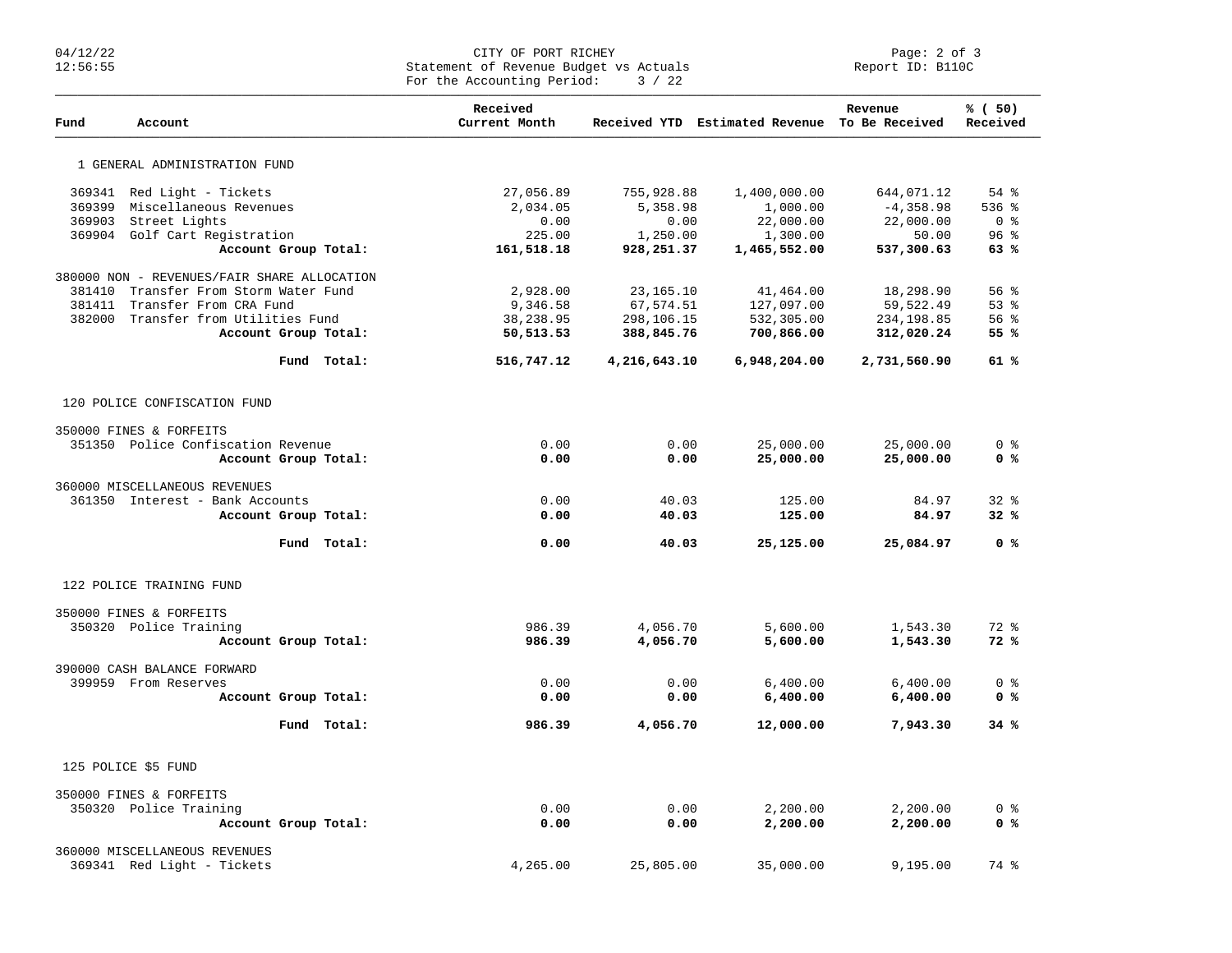CITY OF PORT RICHEY
Statement of Revenue Budget vs Actuals
For the Accounting Period: 3 / 22

Report ID: B110C

| Fund | Account | Received Current Month | Received YTD | Estimated Revenue | Revenue To Be Received | % ( 50) Received |
|---|---|---|---|---|---|---|
| 1 GENERAL ADMINISTRATION FUND | | | | | | |
| 369341 | Red Light - Tickets | 27,056.89 | 755,928.88 | 1,400,000.00 | 644,071.12 | 54 % |
| 369399 | Miscellaneous Revenues | 2,034.05 | 5,358.98 | 1,000.00 | -4,358.98 | 536 % |
| 369903 | Street Lights | 0.00 | 0.00 | 22,000.00 | 22,000.00 | 0 % |
| 369904 | Golf Cart Registration | 225.00 | 1,250.00 | 1,300.00 | 50.00 | 96 % |
| | **Account Group Total:** | **161,518.18** | **928,251.37** | **1,465,552.00** | **537,300.63** | **63 %** |
| 380000 NON - REVENUES/FAIR SHARE ALLOCATION | | | | | | |
| 381410 | Transfer From Storm Water Fund | 2,928.00 | 23,165.10 | 41,464.00 | 18,298.90 | 56 % |
| 381411 | Transfer From CRA Fund | 9,346.58 | 67,574.51 | 127,097.00 | 59,522.49 | 53 % |
| 382000 | Transfer from Utilities Fund | 38,238.95 | 298,106.15 | 532,305.00 | 234,198.85 | 56 % |
| | **Account Group Total:** | **50,513.53** | **388,845.76** | **700,866.00** | **312,020.24** | **55 %** |
| | **Fund Total:** | **516,747.12** | **4,216,643.10** | **6,948,204.00** | **2,731,560.90** | **61 %** |
| 120 POLICE CONFISCATION FUND | | | | | | |
| 350000 FINES & FORFEITS | | | | | | |
| 351350 | Police Confiscation Revenue | 0.00 | 0.00 | 25,000.00 | 25,000.00 | 0 % |
| | **Account Group Total:** | **0.00** | **0.00** | **25,000.00** | **25,000.00** | **0 %** |
| 360000 MISCELLANEOUS REVENUES | | | | | | |
| 361350 | Interest - Bank Accounts | 0.00 | 40.03 | 125.00 | 84.97 | 32 % |
| | **Account Group Total:** | **0.00** | **40.03** | **125.00** | **84.97** | **32 %** |
| | **Fund Total:** | **0.00** | **40.03** | **25,125.00** | **25,084.97** | **0 %** |
| 122 POLICE TRAINING FUND | | | | | | |
| 350000 FINES & FORFEITS | | | | | | |
| 350320 | Police Training | 986.39 | 4,056.70 | 5,600.00 | 1,543.30 | 72 % |
| | **Account Group Total:** | **986.39** | **4,056.70** | **5,600.00** | **1,543.30** | **72 %** |
| 390000 CASH BALANCE FORWARD | | | | | | |
| 399959 | From Reserves | 0.00 | 0.00 | 6,400.00 | 6,400.00 | 0 % |
| | **Account Group Total:** | **0.00** | **0.00** | **6,400.00** | **6,400.00** | **0 %** |
| | **Fund Total:** | **986.39** | **4,056.70** | **12,000.00** | **7,943.30** | **34 %** |
| 125 POLICE $5 FUND | | | | | | |
| 350000 FINES & FORFEITS | | | | | | |
| 350320 | Police Training | 0.00 | 0.00 | 2,200.00 | 2,200.00 | 0 % |
| | **Account Group Total:** | **0.00** | **0.00** | **2,200.00** | **2,200.00** | **0 %** |
| 360000 MISCELLANEOUS REVENUES | | | | | | |
| 369341 | Red Light - Tickets | 4,265.00 | 25,805.00 | 35,000.00 | 9,195.00 | 74 % |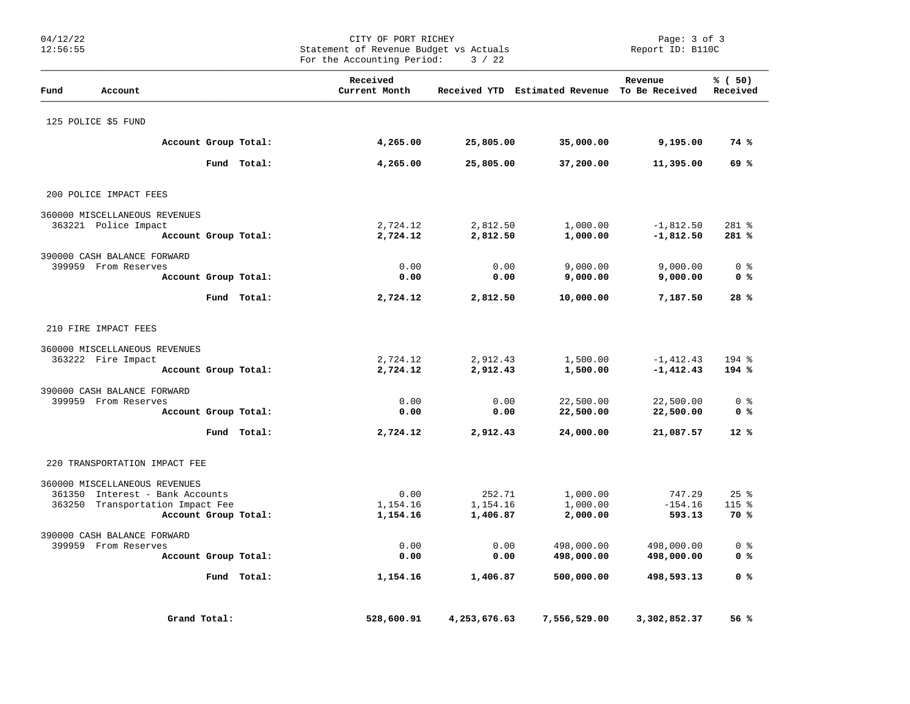04/12/22
12:56:55

CITY OF PORT RICHEY
Statement of Revenue Budget vs Actuals
For the Accounting Period: 3 / 22

Report ID: B110C

| Fund | Account | Received Current Month | Received YTD | Estimated Revenue | Revenue To Be Received | % ( 50) Received |
|---|---|---|---|---|---|---|
| 125 POLICE $5 FUND | | | | | | |
| | **Account Group Total:** | **4,265.00** | **25,805.00** | **35,000.00** | **9,195.00** | **74 %** |
| | **Fund Total:** | **4,265.00** | **25,805.00** | **37,200.00** | **11,395.00** | **69 %** |
| 200 POLICE IMPACT FEES | | | | | | |
| 360000 MISCELLANEOUS REVENUES | | | | | | |
| 363221 | Police Impact | 2,724.12 | 2,812.50 | 1,000.00 | -1,812.50 | 281 % |
| | **Account Group Total:** | **2,724.12** | **2,812.50** | **1,000.00** | **-1,812.50** | **281 %** |
| 390000 CASH BALANCE FORWARD | | | | | | |
| 399959 | From Reserves | 0.00 | 0.00 | 9,000.00 | 9,000.00 | 0 % |
| | **Account Group Total:** | **0.00** | **0.00** | **9,000.00** | **9,000.00** | **0 %** |
| | **Fund Total:** | **2,724.12** | **2,812.50** | **10,000.00** | **7,187.50** | **28 %** |
| 210 FIRE IMPACT FEES | | | | | | |
| 360000 MISCELLANEOUS REVENUES | | | | | | |
| 363222 | Fire Impact | 2,724.12 | 2,912.43 | 1,500.00 | -1,412.43 | 194 % |
| | **Account Group Total:** | **2,724.12** | **2,912.43** | **1,500.00** | **-1,412.43** | **194 %** |
| 390000 CASH BALANCE FORWARD | | | | | | |
| 399959 | From Reserves | 0.00 | 0.00 | 22,500.00 | 22,500.00 | 0 % |
| | **Account Group Total:** | **0.00** | **0.00** | **22,500.00** | **22,500.00** | **0 %** |
| | **Fund Total:** | **2,724.12** | **2,912.43** | **24,000.00** | **21,087.57** | **12 %** |
| 220 TRANSPORTATION IMPACT FEE | | | | | | |
| 360000 MISCELLANEOUS REVENUES | | | | | | |
| 361350 | Interest - Bank Accounts | 0.00 | 252.71 | 1,000.00 | 747.29 | 25 % |
| 363250 | Transportation Impact Fee | 1,154.16 | 1,154.16 | 1,000.00 | -154.16 | 115 % |
| | **Account Group Total:** | **1,154.16** | **1,406.87** | **2,000.00** | **593.13** | **70 %** |
| 390000 CASH BALANCE FORWARD | | | | | | |
| 399959 | From Reserves | 0.00 | 0.00 | 498,000.00 | 498,000.00 | 0 % |
| | **Account Group Total:** | **0.00** | **0.00** | **498,000.00** | **498,000.00** | **0 %** |
| | **Fund Total:** | **1,154.16** | **1,406.87** | **500,000.00** | **498,593.13** | **0 %** |
| | **Grand Total:** | **528,600.91** | **4,253,676.63** | **7,556,529.00** | **3,302,852.37** | **56 %** |